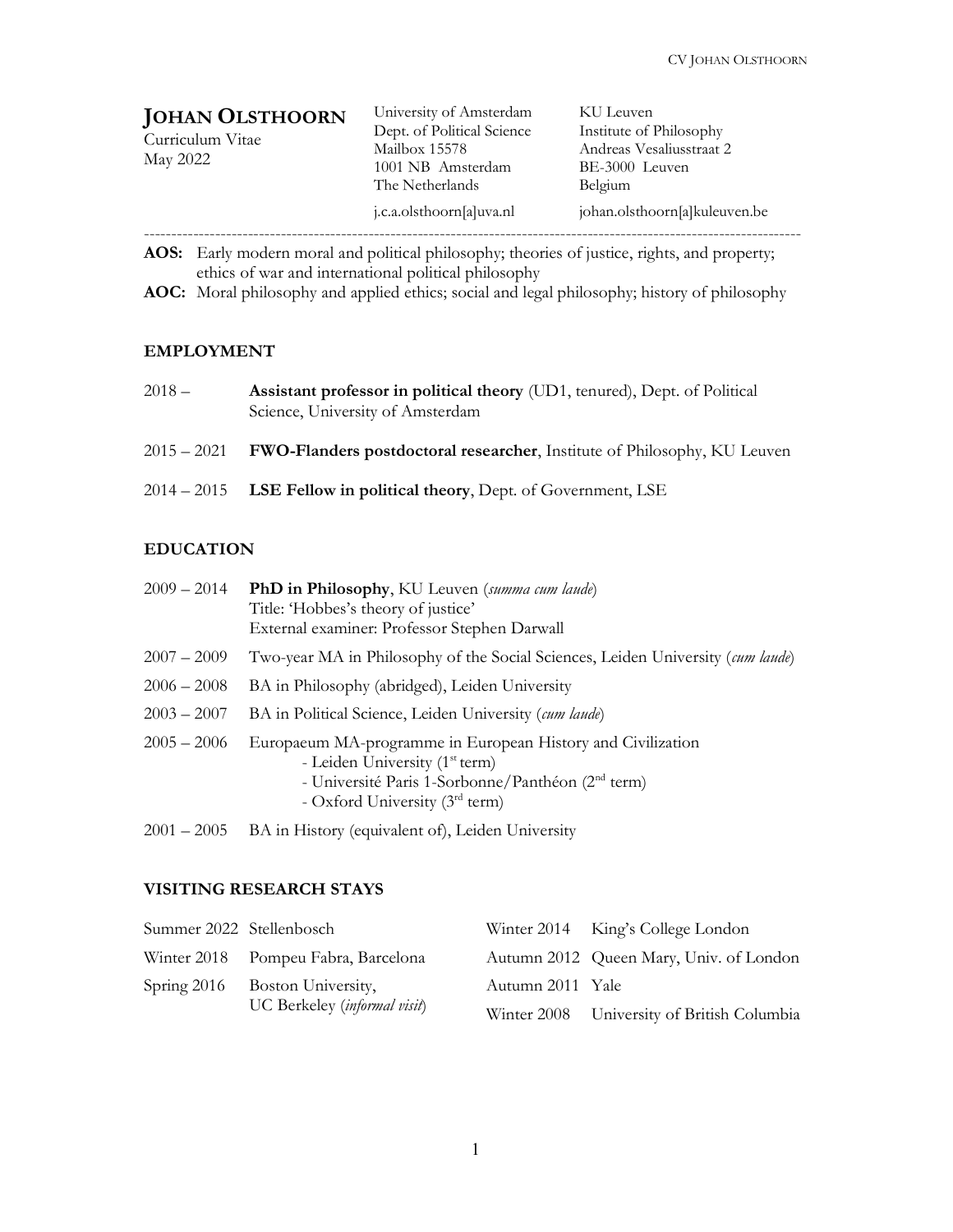# JOHAN OLSTHOORN

Curriculum Vitae
May 2022

University of Amsterdam
Dept. of Political Science
Mailbox 15578
1001 NB Amsterdam
The Netherlands

j.c.a.olsthoorn[a]uva.nl

KU Leuven
Institute of Philosophy
Andreas Vesaliusstraat 2
BE-3000 Leuven
Belgium

johan.olsthoorn[a]kuleuven.be

---

**AOS:** Early modern moral and political philosophy; theories of justice, rights, and property; ethics of war and international political philosophy

**AOC:** Moral philosophy and applied ethics; social and legal philosophy; history of philosophy

## EMPLOYMENT

2018 – **Assistant professor in political theory** (UD1, tenured), Dept. of Political Science, University of Amsterdam

2015 – 2021 **FWO-Flanders postdoctoral researcher**, Institute of Philosophy, KU Leuven

2014 – 2015 **LSE Fellow in political theory**, Dept. of Government, LSE

## EDUCATION

2009 – 2014 **PhD in Philosophy**, KU Leuven (*summa cum laude*)
Title: 'Hobbes's theory of justice'
External examiner: Professor Stephen Darwall

2007 – 2009 Two-year MA in Philosophy of the Social Sciences, Leiden University (*cum laude*)

2006 – 2008 BA in Philosophy (abridged), Leiden University

2003 – 2007 BA in Political Science, Leiden University (*cum laude*)

2005 – 2006 Europaeum MA-programme in European History and Civilization
- Leiden University (1st term)
- Université Paris 1-Sorbonne/Panthéon (2nd term)
- Oxford University (3rd term)

2001 – 2005 BA in History (equivalent of), Leiden University

## VISITING RESEARCH STAYS

| | | | |
|---|---|---|---|
| Summer 2022 | Stellenbosch | Winter 2014 | King's College London |
| Winter 2018 | Pompeu Fabra, Barcelona | Autumn 2012 | Queen Mary, Univ. of London |
| Spring 2016 | Boston University, UC Berkeley (*informal visit*) | Autumn 2011 | Yale |
| | | Winter 2008 | University of British Columbia |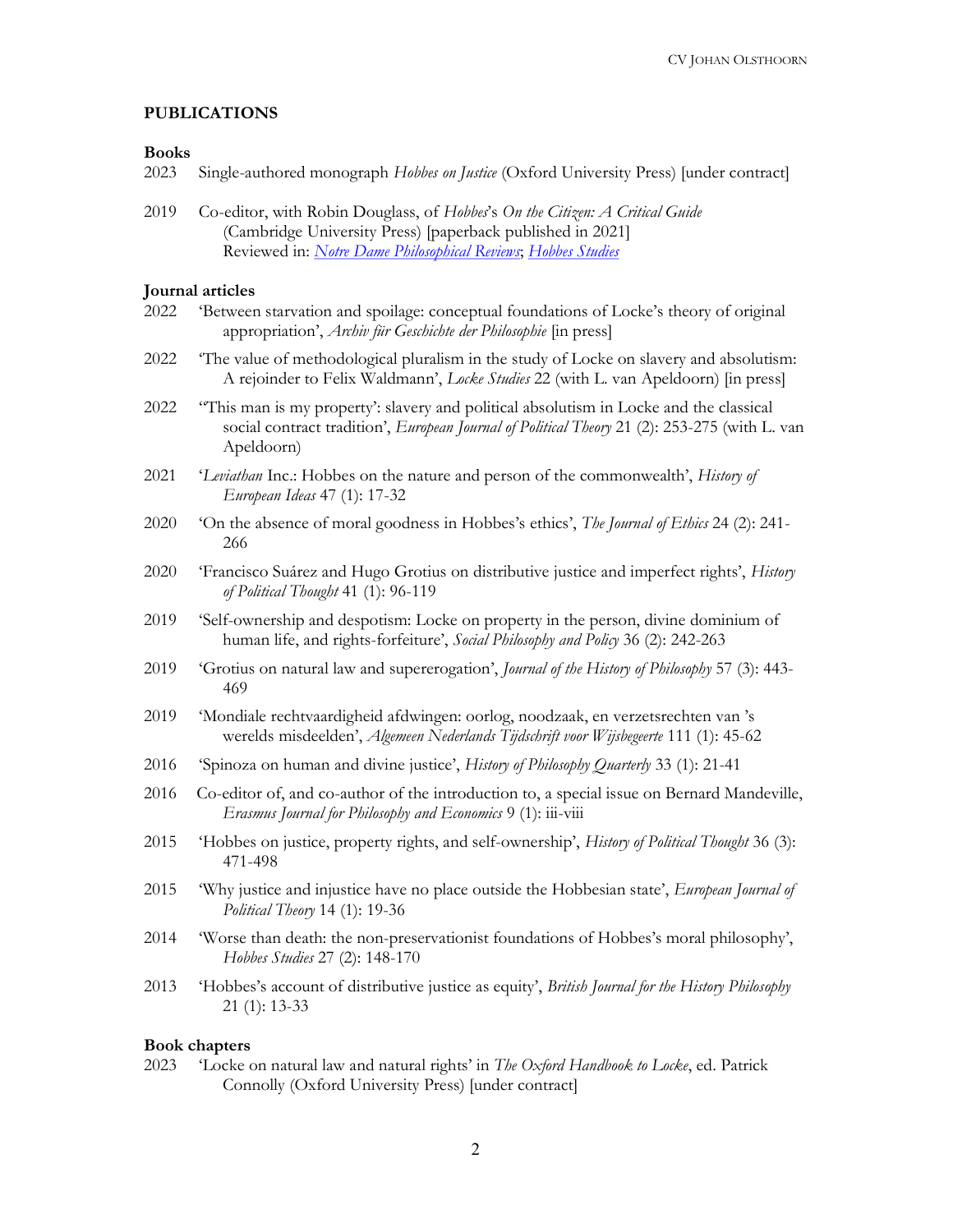## PUBLICATIONS

### Books

2023 Single-authored monograph *Hobbes on Justice* (Oxford University Press) [under contract]

2019 Co-editor, with Robin Douglass, of *Hobbes*'s *On the Citizen: A Critical Guide* (Cambridge University Press) [paperback published in 2021]
Reviewed in: *Notre Dame Philosophical Reviews*; *Hobbes Studies*

### Journal articles

2022 'Between starvation and spoilage: conceptual foundations of Locke's theory of original appropriation', *Archiv für Geschichte der Philosophie* [in press]

2022 'The value of methodological pluralism in the study of Locke on slavery and absolutism: A rejoinder to Felix Waldmann', *Locke Studies* 22 (with L. van Apeldoorn) [in press]

2022 ''This man is my property': slavery and political absolutism in Locke and the classical social contract tradition', *European Journal of Political Theory* 21 (2): 253-275 (with L. van Apeldoorn)

2021 '*Leviathan* Inc.: Hobbes on the nature and person of the commonwealth', *History of European Ideas* 47 (1): 17-32

2020 'On the absence of moral goodness in Hobbes's ethics', *The Journal of Ethics* 24 (2): 241-266

2020 'Francisco Suárez and Hugo Grotius on distributive justice and imperfect rights', *History of Political Thought* 41 (1): 96-119

2019 'Self-ownership and despotism: Locke on property in the person, divine dominium of human life, and rights-forfeiture', *Social Philosophy and Policy* 36 (2): 242-263

2019 'Grotius on natural law and supererogation', *Journal of the History of Philosophy* 57 (3): 443-469

2019 'Mondiale rechtvaardigheid afdwingen: oorlog, noodzaak, en verzetsrechten van 's werelds misdeelden', *Algemeen Nederlands Tijdschrift voor Wijsbegeerte* 111 (1): 45-62

2016 'Spinoza on human and divine justice', *History of Philosophy Quarterly* 33 (1): 21-41

2016 Co-editor of, and co-author of the introduction to, a special issue on Bernard Mandeville, *Erasmus Journal for Philosophy and Economics* 9 (1): iii-viii

2015 'Hobbes on justice, property rights, and self-ownership', *History of Political Thought* 36 (3): 471-498

2015 'Why justice and injustice have no place outside the Hobbesian state', *European Journal of Political Theory* 14 (1): 19-36

2014 'Worse than death: the non-preservationist foundations of Hobbes's moral philosophy', *Hobbes Studies* 27 (2): 148-170

2013 'Hobbes's account of distributive justice as equity', *British Journal for the History Philosophy* 21 (1): 13-33

### Book chapters

2023 'Locke on natural law and natural rights' in *The Oxford Handbook to Locke*, ed. Patrick Connolly (Oxford University Press) [under contract]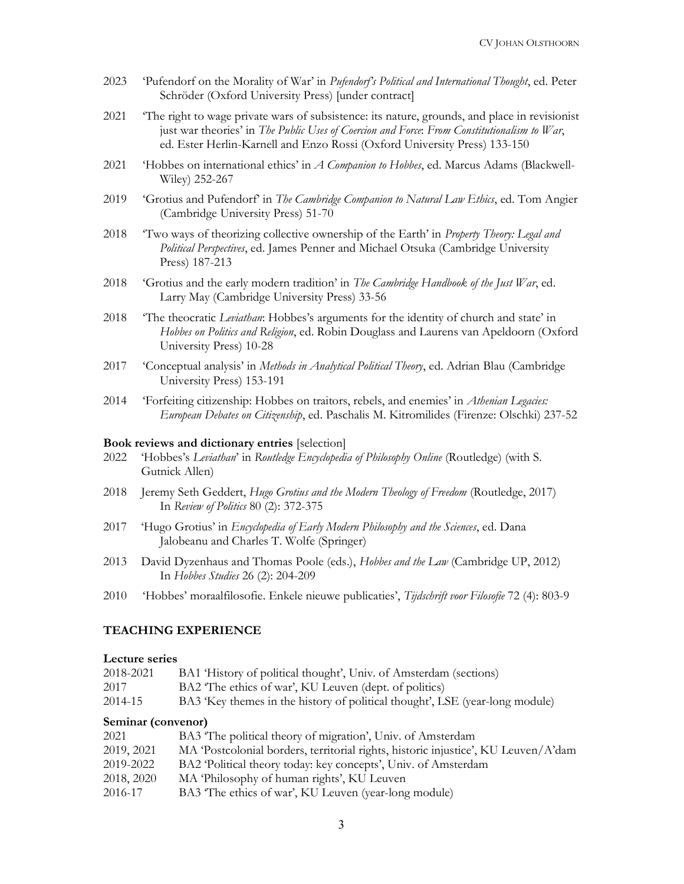2023 'Pufendorf on the Morality of War' in *Pufendorf's Political and International Thought*, ed. Peter Schröder (Oxford University Press) [under contract]

2021 'The right to wage private wars of subsistence: its nature, grounds, and place in revisionist just war theories' in *The Public Uses of Coercion and Force: From Constitutionalism to War*, ed. Ester Herlin-Karnell and Enzo Rossi (Oxford University Press) 133-150

2021 'Hobbes on international ethics' in *A Companion to Hobbes*, ed. Marcus Adams (Blackwell-Wiley) 252-267

2019 'Grotius and Pufendorf' in *The Cambridge Companion to Natural Law Ethics*, ed. Tom Angier (Cambridge University Press) 51-70

2018 'Two ways of theorizing collective ownership of the Earth' in *Property Theory: Legal and Political Perspectives*, ed. James Penner and Michael Otsuka (Cambridge University Press) 187-213

2018 'Grotius and the early modern tradition' in *The Cambridge Handbook of the Just War*, ed. Larry May (Cambridge University Press) 33-56

2018 'The theocratic *Leviathan*: Hobbes's arguments for the identity of church and state' in *Hobbes on Politics and Religion*, ed. Robin Douglass and Laurens van Apeldoorn (Oxford University Press) 10-28

2017 'Conceptual analysis' in *Methods in Analytical Political Theory*, ed. Adrian Blau (Cambridge University Press) 153-191

2014 'Forfeiting citizenship: Hobbes on traitors, rebels, and enemies' in *Athenian Legacies: European Debates on Citizenship*, ed. Paschalis M. Kitromilides (Firenze: Olschki) 237-52

**Book reviews and dictionary entries** [selection]

2022 'Hobbes's *Leviathan*' in *Routledge Encyclopedia of Philosophy Online* (Routledge) (with S. Gutnick Allen)

2018 Jeremy Seth Geddert, *Hugo Grotius and the Modern Theology of Freedom* (Routledge, 2017) In *Review of Politics* 80 (2): 372-375

2017 'Hugo Grotius' in *Encyclopedia of Early Modern Philosophy and the Sciences*, ed. Dana Jalobeanu and Charles T. Wolfe (Springer)

2013 David Dyzenhaus and Thomas Poole (eds.), *Hobbes and the Law* (Cambridge UP, 2012) In *Hobbes Studies* 26 (2): 204-209

2010 'Hobbes' moraalfilosofie. Enkele nieuwe publicaties', *Tijdschrift voor Filosofie* 72 (4): 803-9

## TEACHING EXPERIENCE

**Lecture series**

2018-2021 BA1 'History of political thought', Univ. of Amsterdam (sections)
2017 BA2 'The ethics of war', KU Leuven (dept. of politics)
2014-15 BA3 'Key themes in the history of political thought', LSE (year-long module)

**Seminar (convenor)**

2021 BA3 'The political theory of migration', Univ. of Amsterdam
2019, 2021 MA 'Postcolonial borders, territorial rights, historic injustice', KU Leuven/A'dam
2019-2022 BA2 'Political theory today: key concepts', Univ. of Amsterdam
2018, 2020 MA 'Philosophy of human rights', KU Leuven
2016-17 BA3 'The ethics of war', KU Leuven (year-long module)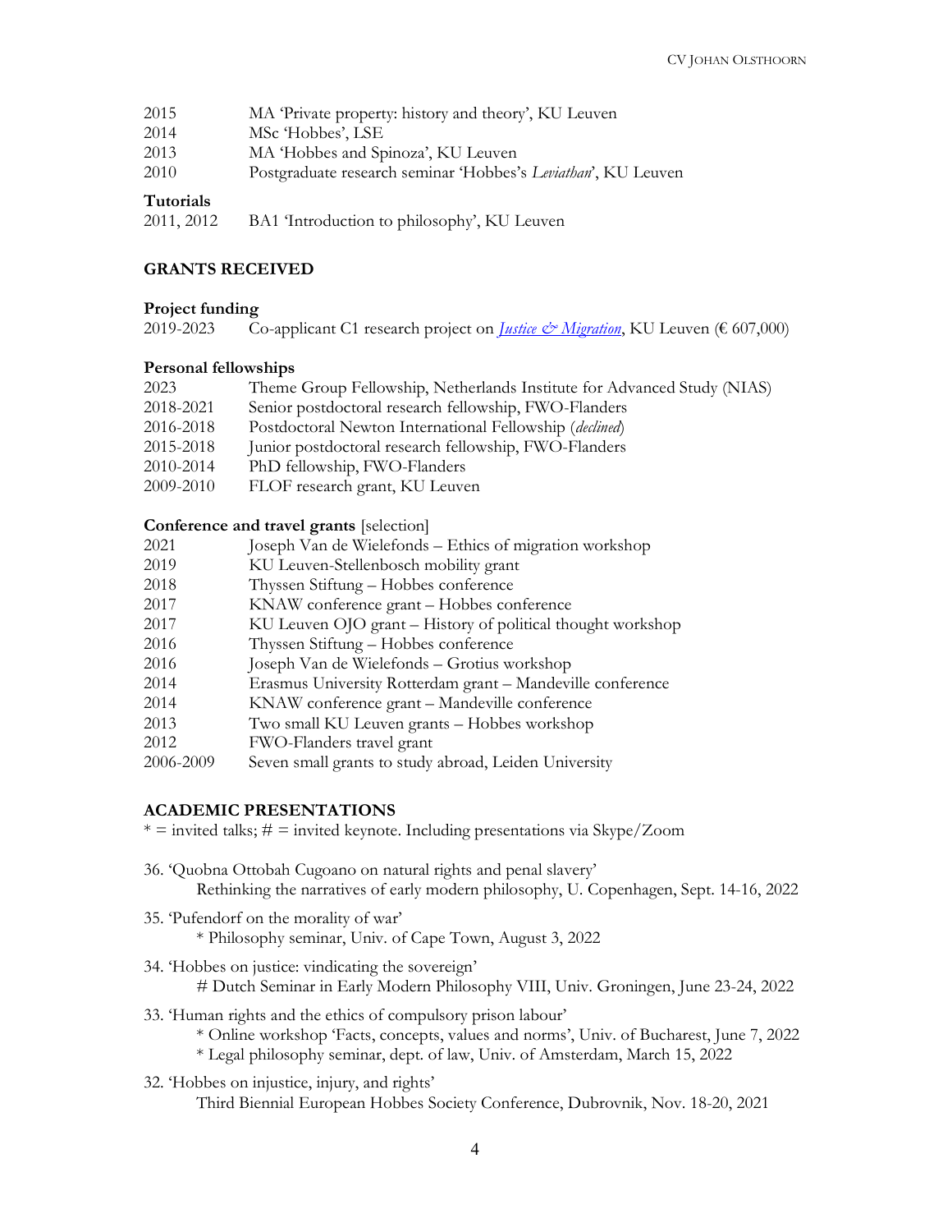2015 MA 'Private property: history and theory', KU Leuven
2014 MSc 'Hobbes', LSE
2013 MA 'Hobbes and Spinoza', KU Leuven
2010 Postgraduate research seminar 'Hobbes's *Leviathan*', KU Leuven

**Tutorials**

2011, 2012 BA1 'Introduction to philosophy', KU Leuven

## GRANTS RECEIVED

**Project funding**

2019-2023 Co-applicant C1 research project on *Justice & Migration*, KU Leuven (€ 607,000)

**Personal fellowships**

2023 Theme Group Fellowship, Netherlands Institute for Advanced Study (NIAS)
2018-2021 Senior postdoctoral research fellowship, FWO-Flanders
2016-2018 Postdoctoral Newton International Fellowship (*declined*)
2015-2018 Junior postdoctoral research fellowship, FWO-Flanders
2010-2014 PhD fellowship, FWO-Flanders
2009-2010 FLOF research grant, KU Leuven

**Conference and travel grants** [selection]

2021 Joseph Van de Wielefonds – Ethics of migration workshop
2019 KU Leuven-Stellenbosch mobility grant
2018 Thyssen Stiftung – Hobbes conference
2017 KNAW conference grant – Hobbes conference
2017 KU Leuven OJO grant – History of political thought workshop
2016 Thyssen Stiftung – Hobbes conference
2016 Joseph Van de Wielefonds – Grotius workshop
2014 Erasmus University Rotterdam grant – Mandeville conference
2014 KNAW conference grant – Mandeville conference
2013 Two small KU Leuven grants – Hobbes workshop
2012 FWO-Flanders travel grant
2006-2009 Seven small grants to study abroad, Leiden University

## ACADEMIC PRESENTATIONS

* = invited talks; # = invited keynote. Including presentations via Skype/Zoom

36. 'Quobna Ottobah Cugoano on natural rights and penal slavery'
    Rethinking the narratives of early modern philosophy, U. Copenhagen, Sept. 14-16, 2022

35. 'Pufendorf on the morality of war'
    * Philosophy seminar, Univ. of Cape Town, August 3, 2022

34. 'Hobbes on justice: vindicating the sovereign'
    # Dutch Seminar in Early Modern Philosophy VIII, Univ. Groningen, June 23-24, 2022

33. 'Human rights and the ethics of compulsory prison labour'
    * Online workshop 'Facts, concepts, values and norms', Univ. of Bucharest, June 7, 2022
    * Legal philosophy seminar, dept. of law, Univ. of Amsterdam, March 15, 2022

32. 'Hobbes on injustice, injury, and rights'
    Third Biennial European Hobbes Society Conference, Dubrovnik, Nov. 18-20, 2021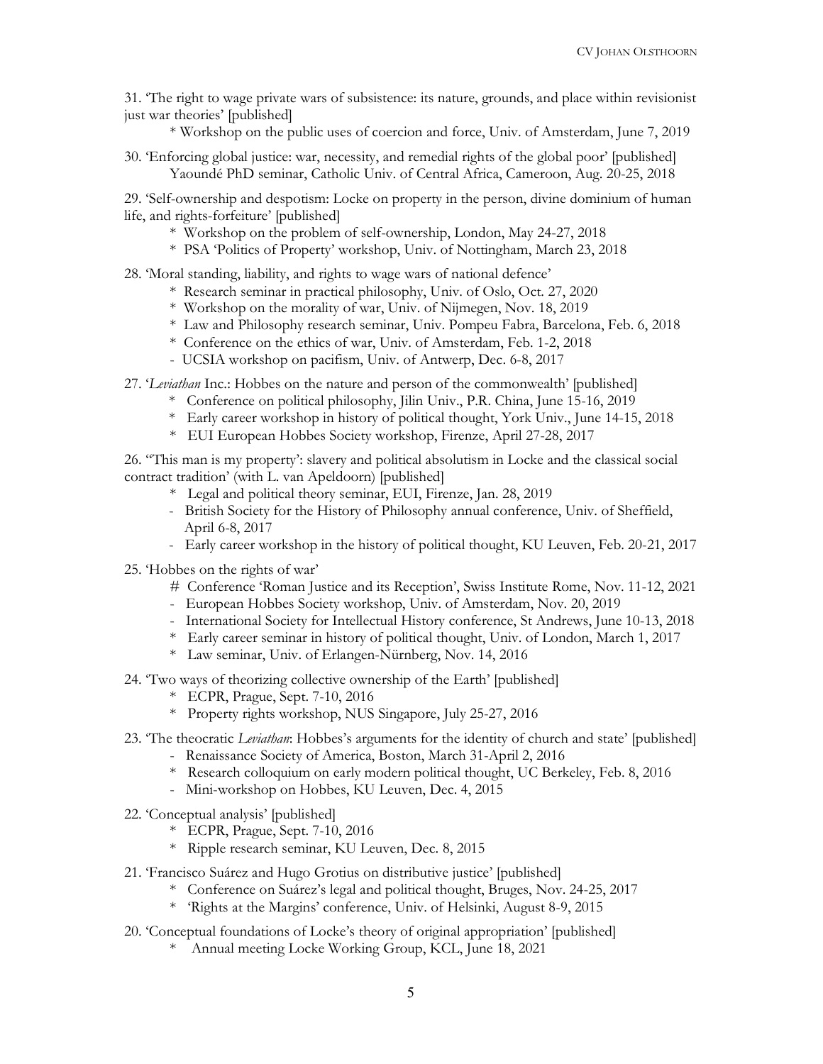31. 'The right to wage private wars of subsistence: its nature, grounds, and place within revisionist just war theories' [published]

    * Workshop on the public uses of coercion and force, Univ. of Amsterdam, June 7, 2019

30. 'Enforcing global justice: war, necessity, and remedial rights of the global poor' [published]

    Yaoundé PhD seminar, Catholic Univ. of Central Africa, Cameroon, Aug. 20-25, 2018

29. 'Self-ownership and despotism: Locke on property in the person, divine dominium of human life, and rights-forfeiture' [published]

    * Workshop on the problem of self-ownership, London, May 24-27, 2018
    * PSA 'Politics of Property' workshop, Univ. of Nottingham, March 23, 2018

28. 'Moral standing, liability, and rights to wage wars of national defence'

    * Research seminar in practical philosophy, Univ. of Oslo, Oct. 27, 2020
    * Workshop on the morality of war, Univ. of Nijmegen, Nov. 18, 2019
    * Law and Philosophy research seminar, Univ. Pompeu Fabra, Barcelona, Feb. 6, 2018
    * Conference on the ethics of war, Univ. of Amsterdam, Feb. 1-2, 2018
    - UCSIA workshop on pacifism, Univ. of Antwerp, Dec. 6-8, 2017

27. '*Leviathan* Inc.: Hobbes on the nature and person of the commonwealth' [published]

    * Conference on political philosophy, Jilin Univ., P.R. China, June 15-16, 2019
    * Early career workshop in history of political thought, York Univ., June 14-15, 2018
    * EUI European Hobbes Society workshop, Firenze, April 27-28, 2017

26. ''This man is my property': slavery and political absolutism in Locke and the classical social contract tradition' (with L. van Apeldoorn) [published]

    * Legal and political theory seminar, EUI, Firenze, Jan. 28, 2019
    - British Society for the History of Philosophy annual conference, Univ. of Sheffield, April 6-8, 2017
    - Early career workshop in the history of political thought, KU Leuven, Feb. 20-21, 2017

25. 'Hobbes on the rights of war'

    # Conference 'Roman Justice and its Reception', Swiss Institute Rome, Nov. 11-12, 2021
    - European Hobbes Society workshop, Univ. of Amsterdam, Nov. 20, 2019
    - International Society for Intellectual History conference, St Andrews, June 10-13, 2018
    * Early career seminar in history of political thought, Univ. of London, March 1, 2017
    * Law seminar, Univ. of Erlangen-Nürnberg, Nov. 14, 2016

24. 'Two ways of theorizing collective ownership of the Earth' [published]

    * ECPR, Prague, Sept. 7-10, 2016
    * Property rights workshop, NUS Singapore, July 25-27, 2016

23. 'The theocratic *Leviathan*: Hobbes's arguments for the identity of church and state' [published]

    - Renaissance Society of America, Boston, March 31-April 2, 2016
    * Research colloquium on early modern political thought, UC Berkeley, Feb. 8, 2016
    - Mini-workshop on Hobbes, KU Leuven, Dec. 4, 2015

22. 'Conceptual analysis' [published]

    * ECPR, Prague, Sept. 7-10, 2016
    * Ripple research seminar, KU Leuven, Dec. 8, 2015

21. 'Francisco Suárez and Hugo Grotius on distributive justice' [published]

    * Conference on Suárez's legal and political thought, Bruges, Nov. 24-25, 2017
    * 'Rights at the Margins' conference, Univ. of Helsinki, August 8-9, 2015

20. 'Conceptual foundations of Locke's theory of original appropriation' [published]

    * Annual meeting Locke Working Group, KCL, June 18, 2021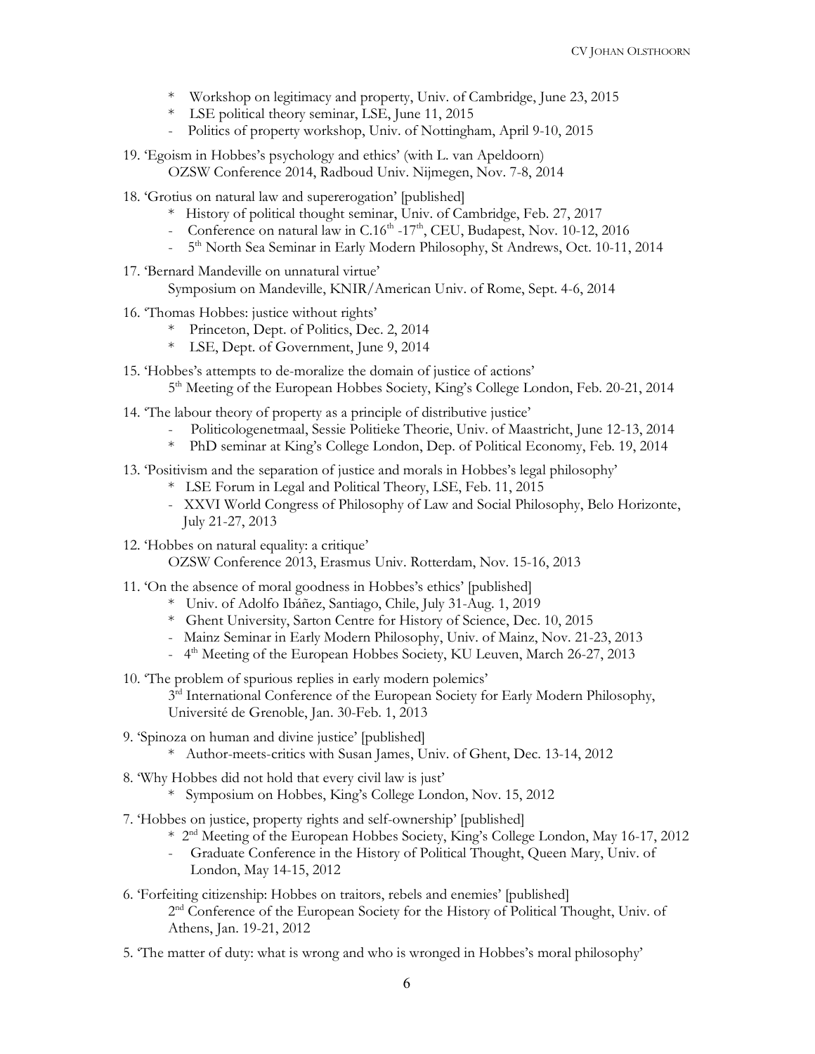- * Workshop on legitimacy and property, Univ. of Cambridge, June 23, 2015
- * LSE political theory seminar, LSE, June 11, 2015
- - Politics of property workshop, Univ. of Nottingham, April 9-10, 2015

19. 'Egoism in Hobbes's psychology and ethics' (with L. van Apeldoorn)
    OZSW Conference 2014, Radboud Univ. Nijmegen, Nov. 7-8, 2014

18. 'Grotius on natural law and supererogation' [published]
    - * History of political thought seminar, Univ. of Cambridge, Feb. 27, 2017
    - - Conference on natural law in C.16th -17th, CEU, Budapest, Nov. 10-12, 2016
    - - 5th North Sea Seminar in Early Modern Philosophy, St Andrews, Oct. 10-11, 2014

17. 'Bernard Mandeville on unnatural virtue'
    Symposium on Mandeville, KNIR/American Univ. of Rome, Sept. 4-6, 2014

16. 'Thomas Hobbes: justice without rights'
    - * Princeton, Dept. of Politics, Dec. 2, 2014
    - * LSE, Dept. of Government, June 9, 2014

15. 'Hobbes's attempts to de-moralize the domain of justice of actions'
    5th Meeting of the European Hobbes Society, King's College London, Feb. 20-21, 2014

14. 'The labour theory of property as a principle of distributive justice'
    - - Politicologenetmaal, Sessie Politieke Theorie, Univ. of Maastricht, June 12-13, 2014
    - * PhD seminar at King's College London, Dep. of Political Economy, Feb. 19, 2014

13. 'Positivism and the separation of justice and morals in Hobbes's legal philosophy'
    - * LSE Forum in Legal and Political Theory, LSE, Feb. 11, 2015
    - - XXVI World Congress of Philosophy of Law and Social Philosophy, Belo Horizonte, July 21-27, 2013

12. 'Hobbes on natural equality: a critique'
    OZSW Conference 2013, Erasmus Univ. Rotterdam, Nov. 15-16, 2013

11. 'On the absence of moral goodness in Hobbes's ethics' [published]
    - * Univ. of Adolfo Ibáñez, Santiago, Chile, July 31-Aug. 1, 2019
    - * Ghent University, Sarton Centre for History of Science, Dec. 10, 2015
    - - Mainz Seminar in Early Modern Philosophy, Univ. of Mainz, Nov. 21-23, 2013
    - - 4th Meeting of the European Hobbes Society, KU Leuven, March 26-27, 2013

10. 'The problem of spurious replies in early modern polemics'
    3rd International Conference of the European Society for Early Modern Philosophy, Université de Grenoble, Jan. 30-Feb. 1, 2013

9. 'Spinoza on human and divine justice' [published]
    - * Author-meets-critics with Susan James, Univ. of Ghent, Dec. 13-14, 2012

8. 'Why Hobbes did not hold that every civil law is just'
    - * Symposium on Hobbes, King's College London, Nov. 15, 2012

7. 'Hobbes on justice, property rights and self-ownership' [published]
    - * 2nd Meeting of the European Hobbes Society, King's College London, May 16-17, 2012
    - - Graduate Conference in the History of Political Thought, Queen Mary, Univ. of London, May 14-15, 2012

6. 'Forfeiting citizenship: Hobbes on traitors, rebels and enemies' [published]
    2nd Conference of the European Society for the History of Political Thought, Univ. of Athens, Jan. 19-21, 2012

5. 'The matter of duty: what is wrong and who is wronged in Hobbes's moral philosophy'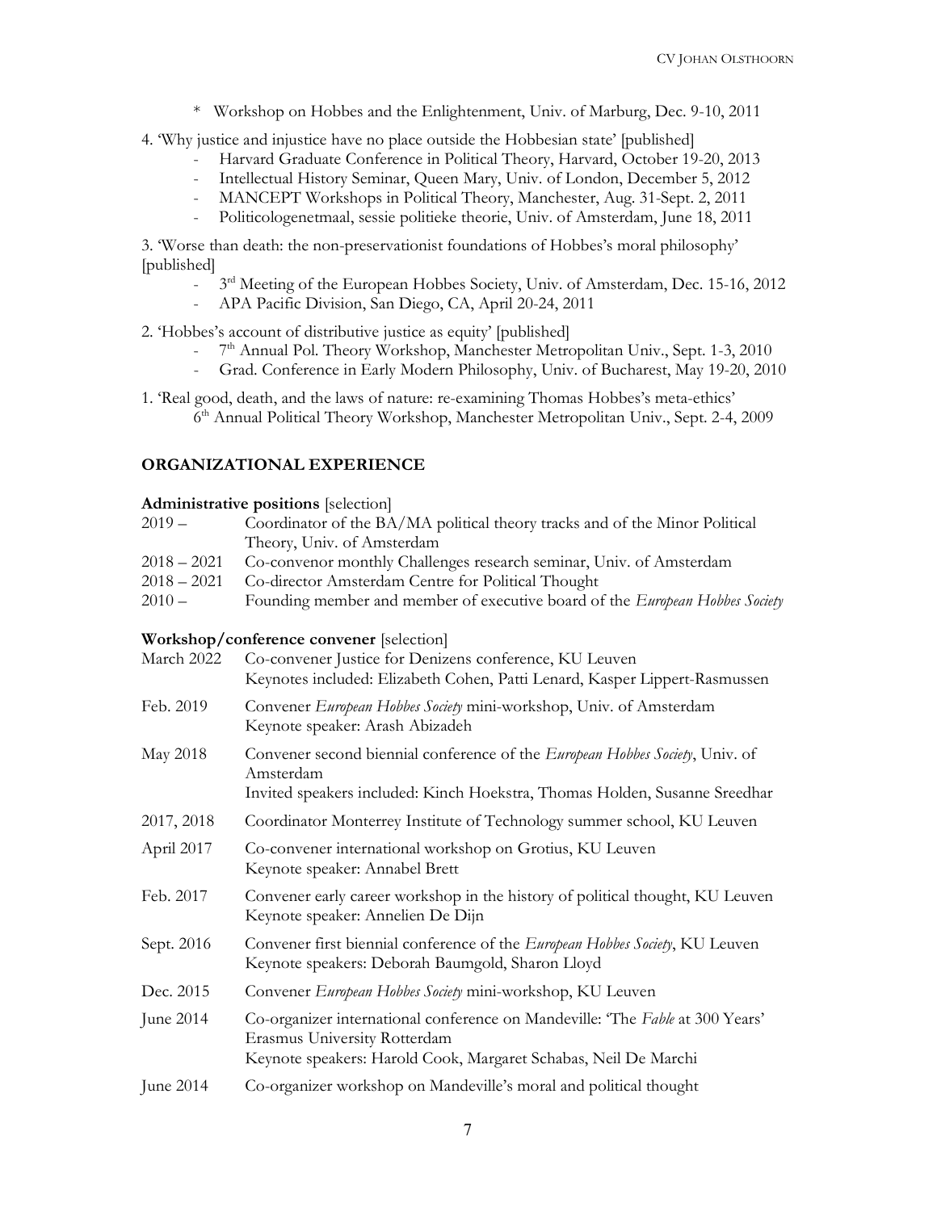\* Workshop on Hobbes and the Enlightenment, Univ. of Marburg, Dec. 9-10, 2011

4. 'Why justice and injustice have no place outside the Hobbesian state' [published]
   - Harvard Graduate Conference in Political Theory, Harvard, October 19-20, 2013
   - Intellectual History Seminar, Queen Mary, Univ. of London, December 5, 2012
   - MANCEPT Workshops in Political Theory, Manchester, Aug. 31-Sept. 2, 2011
   - Politicologenetmaal, sessie politieke theorie, Univ. of Amsterdam, June 18, 2011

3. 'Worse than death: the non-preservationist foundations of Hobbes's moral philosophy' [published]
   - 3rd Meeting of the European Hobbes Society, Univ. of Amsterdam, Dec. 15-16, 2012
   - APA Pacific Division, San Diego, CA, April 20-24, 2011

2. 'Hobbes's account of distributive justice as equity' [published]
   - 7th Annual Pol. Theory Workshop, Manchester Metropolitan Univ., Sept. 1-3, 2010
   - Grad. Conference in Early Modern Philosophy, Univ. of Bucharest, May 19-20, 2010

1. 'Real good, death, and the laws of nature: re-examining Thomas Hobbes's meta-ethics'
   6th Annual Political Theory Workshop, Manchester Metropolitan Univ., Sept. 2-4, 2009

## ORGANIZATIONAL EXPERIENCE

**Administrative positions** [selection]

| | |
|---|---|
| 2019 – | Coordinator of the BA/MA political theory tracks and of the Minor Political Theory, Univ. of Amsterdam |
| 2018 – 2021 | Co-convenor monthly Challenges research seminar, Univ. of Amsterdam |
| 2018 – 2021 | Co-director Amsterdam Centre for Political Thought |
| 2010 – | Founding member and member of executive board of the *European Hobbes Society* |

**Workshop/conference convener** [selection]

| | |
|---|---|
| March 2022 | Co-convener Justice for Denizens conference, KU Leuven<br>Keynotes included: Elizabeth Cohen, Patti Lenard, Kasper Lippert-Rasmussen |
| Feb. 2019 | Convener *European Hobbes Society* mini-workshop, Univ. of Amsterdam<br>Keynote speaker: Arash Abizadeh |
| May 2018 | Convener second biennial conference of the *European Hobbes Society*, Univ. of Amsterdam<br>Invited speakers included: Kinch Hoekstra, Thomas Holden, Susanne Sreedhar |
| 2017, 2018 | Coordinator Monterrey Institute of Technology summer school, KU Leuven |
| April 2017 | Co-convener international workshop on Grotius, KU Leuven<br>Keynote speaker: Annabel Brett |
| Feb. 2017 | Convener early career workshop in the history of political thought, KU Leuven<br>Keynote speaker: Annelien De Dijn |
| Sept. 2016 | Convener first biennial conference of the *European Hobbes Society*, KU Leuven<br>Keynote speakers: Deborah Baumgold, Sharon Lloyd |
| Dec. 2015 | Convener *European Hobbes Society* mini-workshop, KU Leuven |
| June 2014 | Co-organizer international conference on Mandeville: 'The *Fable* at 300 Years'<br>Erasmus University Rotterdam<br>Keynote speakers: Harold Cook, Margaret Schabas, Neil De Marchi |
| June 2014 | Co-organizer workshop on Mandeville's moral and political thought |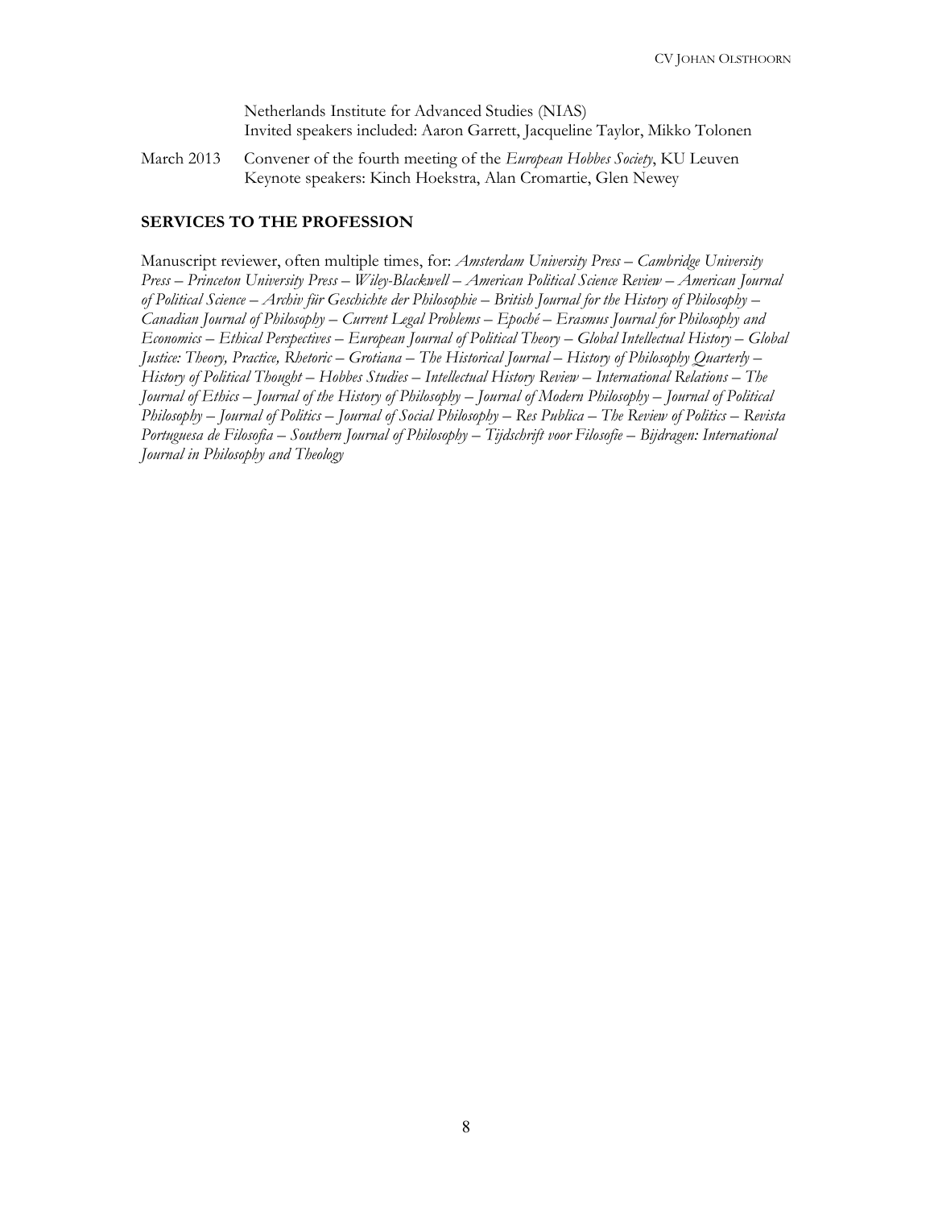Netherlands Institute for Advanced Studies (NIAS)
Invited speakers included: Aaron Garrett, Jacqueline Taylor, Mikko Tolonen

March 2013 Convener of the fourth meeting of the *European Hobbes Society*, KU Leuven
Keynote speakers: Kinch Hoekstra, Alan Cromartie, Glen Newey

## SERVICES TO THE PROFESSION

Manuscript reviewer, often multiple times, for: *Amsterdam University Press – Cambridge University Press – Princeton University Press – Wiley-Blackwell – American Political Science Review – American Journal of Political Science – Archiv für Geschichte der Philosophie – British Journal for the History of Philosophy – Canadian Journal of Philosophy – Current Legal Problems – Epoché – Erasmus Journal for Philosophy and Economics – Ethical Perspectives – European Journal of Political Theory – Global Intellectual History – Global Justice: Theory, Practice, Rhetoric – Grotiana – The Historical Journal – History of Philosophy Quarterly – History of Political Thought – Hobbes Studies – Intellectual History Review – International Relations – The Journal of Ethics – Journal of the History of Philosophy – Journal of Modern Philosophy – Journal of Political Philosophy – Journal of Politics – Journal of Social Philosophy – Res Publica – The Review of Politics – Revista Portuguesa de Filosofia – Southern Journal of Philosophy – Tijdschrift voor Filosofie – Bijdragen: International Journal in Philosophy and Theology*